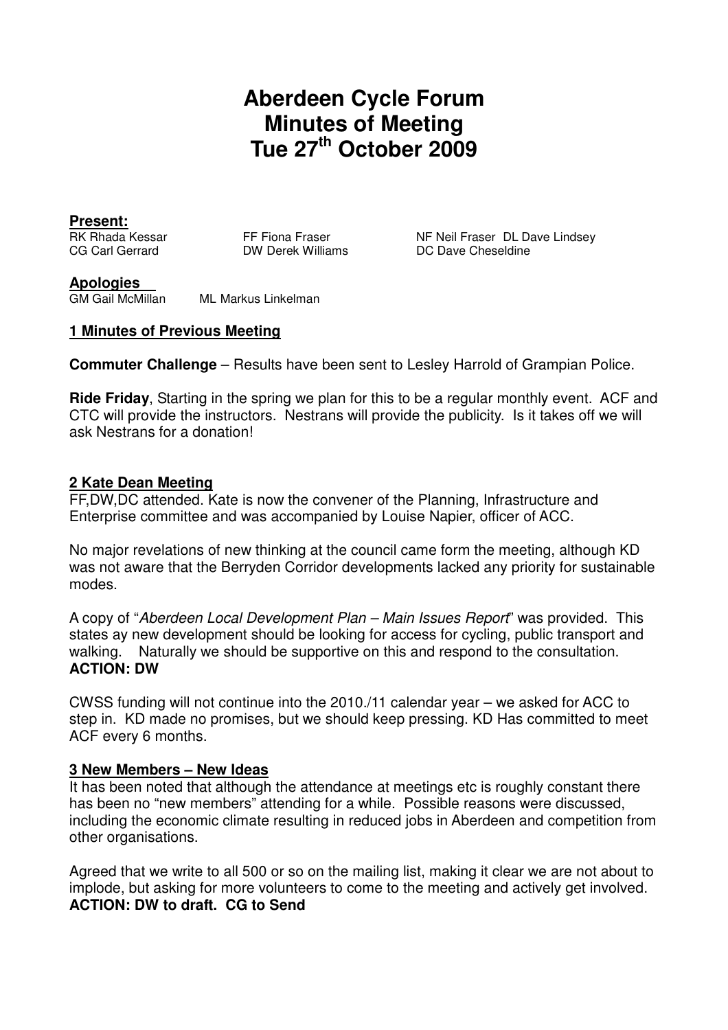# Aberdeen Cycle Forum
# Minutes of Meeting
# Tue 27th October 2009

**Present:**

RK Rhada Kessar
FF Fiona Fraser
NF Neil Fraser
DL Dave Lindsey
CG Carl Gerrard
DW Derek Williams
DC Dave Cheseldine

**Apologies**

GM Gail McMillan
ML Markus Linkelman

## 1 Minutes of Previous Meeting

**Commuter Challenge** – Results have been sent to Lesley Harrold of Grampian Police.

**Ride Friday**, Starting in the spring we plan for this to be a regular monthly event. ACF and CTC will provide the instructors. Nestrans will provide the publicity. Is it takes off we will ask Nestrans for a donation!

## 2 Kate Dean Meeting

FF,DW,DC attended. Kate is now the convener of the Planning, Infrastructure and Enterprise committee and was accompanied by Louise Napier, officer of ACC.

No major revelations of new thinking at the council came form the meeting, although KD was not aware that the Berryden Corridor developments lacked any priority for sustainable modes.

A copy of "*Aberdeen Local Development Plan – Main Issues Report*" was provided. This states ay new development should be looking for access for cycling, public transport and walking. Naturally we should be supportive on this and respond to the consultation.
**ACTION: DW**

CWSS funding will not continue into the 2010./11 calendar year – we asked for ACC to step in. KD made no promises, but we should keep pressing. KD Has committed to meet ACF every 6 months.

## 3 New Members – New Ideas

It has been noted that although the attendance at meetings etc is roughly constant there has been no "new members" attending for a while. Possible reasons were discussed, including the economic climate resulting in reduced jobs in Aberdeen and competition from other organisations.

Agreed that we write to all 500 or so on the mailing list, making it clear we are not about to implode, but asking for more volunteers to come to the meeting and actively get involved.
**ACTION: DW to draft. CG to Send**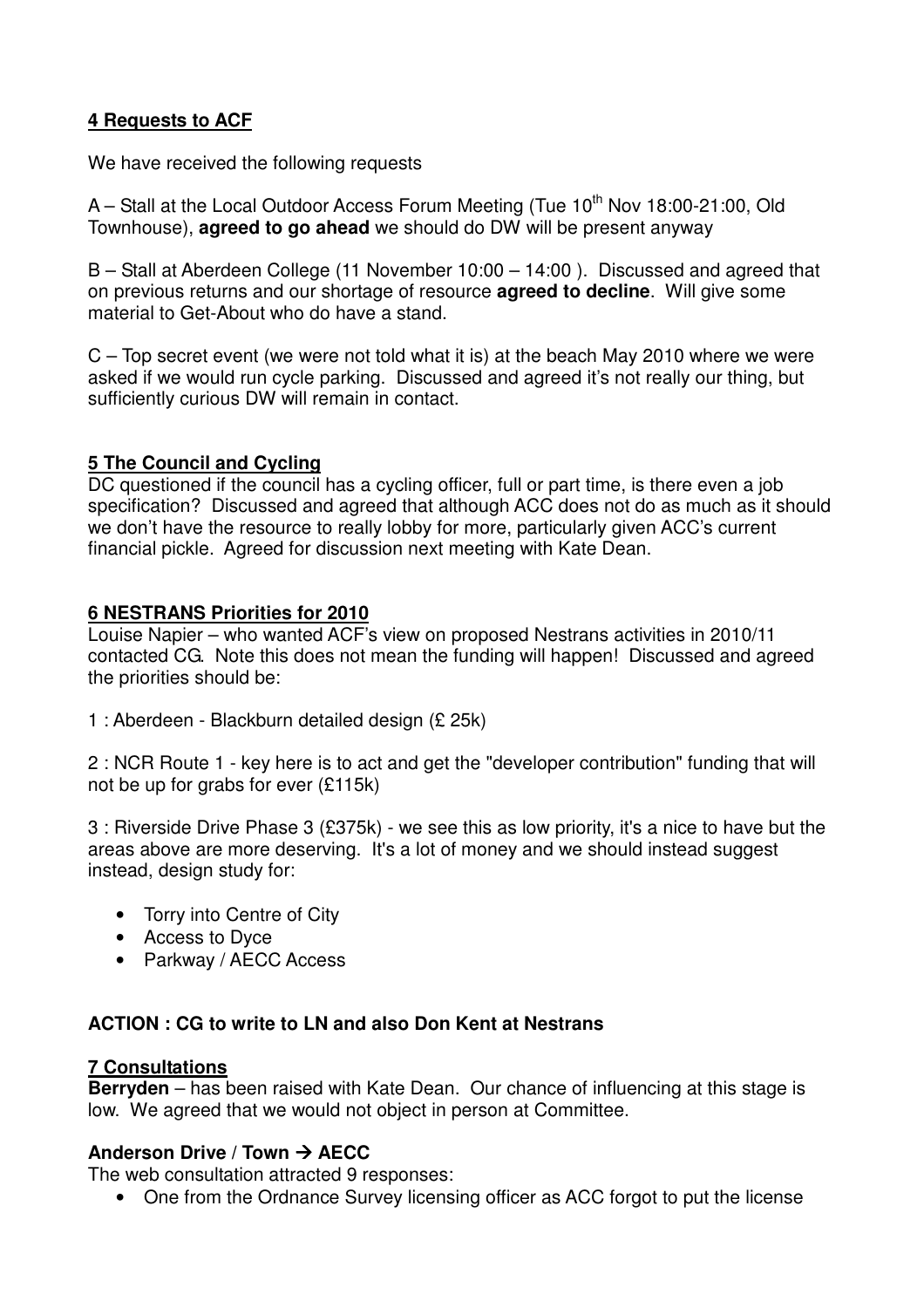**4 Requests to ACF**

We have received the following requests

A – Stall at the Local Outdoor Access Forum Meeting (Tue 10th Nov 18:00-21:00, Old Townhouse), **agreed to go ahead** we should do DW will be present anyway

B – Stall at Aberdeen College (11 November 10:00 – 14:00 ). Discussed and agreed that on previous returns and our shortage of resource **agreed to decline**. Will give some material to Get-About who do have a stand.

C – Top secret event (we were not told what it is) at the beach May 2010 where we were asked if we would run cycle parking. Discussed and agreed it's not really our thing, but sufficiently curious DW will remain in contact.

**5 The Council and Cycling**

DC questioned if the council has a cycling officer, full or part time, is there even a job specification? Discussed and agreed that although ACC does not do as much as it should we don't have the resource to really lobby for more, particularly given ACC's current financial pickle. Agreed for discussion next meeting with Kate Dean.

**6 NESTRANS Priorities for 2010**

Louise Napier – who wanted ACF's view on proposed Nestrans activities in 2010/11 contacted CG. Note this does not mean the funding will happen! Discussed and agreed the priorities should be:

1 : Aberdeen - Blackburn detailed design (£ 25k)

2 : NCR Route 1 - key here is to act and get the "developer contribution" funding that will not be up for grabs for ever (£115k)

3 : Riverside Drive Phase 3 (£375k) - we see this as low priority, it's a nice to have but the areas above are more deserving. It's a lot of money and we should instead suggest instead, design study for:

- Torry into Centre of City
- Access to Dyce
- Parkway / AECC Access

**ACTION : CG to write to LN and also Don Kent at Nestrans**

**7 Consultations**

**Berryden** – has been raised with Kate Dean. Our chance of influencing at this stage is low. We agreed that we would not object in person at Committee.

**Anderson Drive / Town → AECC**

The web consultation attracted 9 responses:

- One from the Ordnance Survey licensing officer as ACC forgot to put the license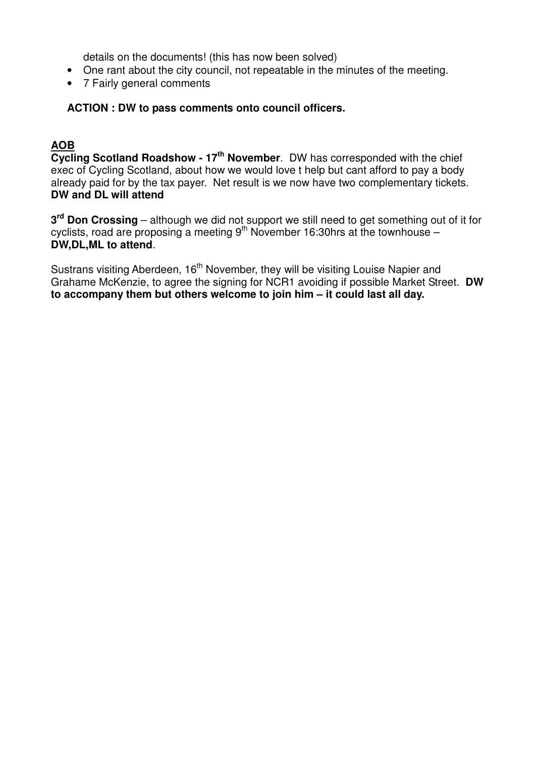details on the documents! (this has now been solved)

- One rant about the city council, not repeatable in the minutes of the meeting.
- 7 Fairly general comments

**ACTION : DW to pass comments onto council officers.**

**AOB**

**Cycling Scotland Roadshow - 17th November**. DW has corresponded with the chief exec of Cycling Scotland, about how we would love t help but cant afford to pay a body already paid for by the tax payer. Net result is we now have two complementary tickets. **DW and DL will attend**

**3rd Don Crossing** – although we did not support we still need to get something out of it for cyclists, road are proposing a meeting 9th November 16:30hrs at the townhouse – **DW,DL,ML to attend**.

Sustrans visiting Aberdeen, 16th November, they will be visiting Louise Napier and Grahame McKenzie, to agree the signing for NCR1 avoiding if possible Market Street. **DW to accompany them but others welcome to join him – it could last all day.**